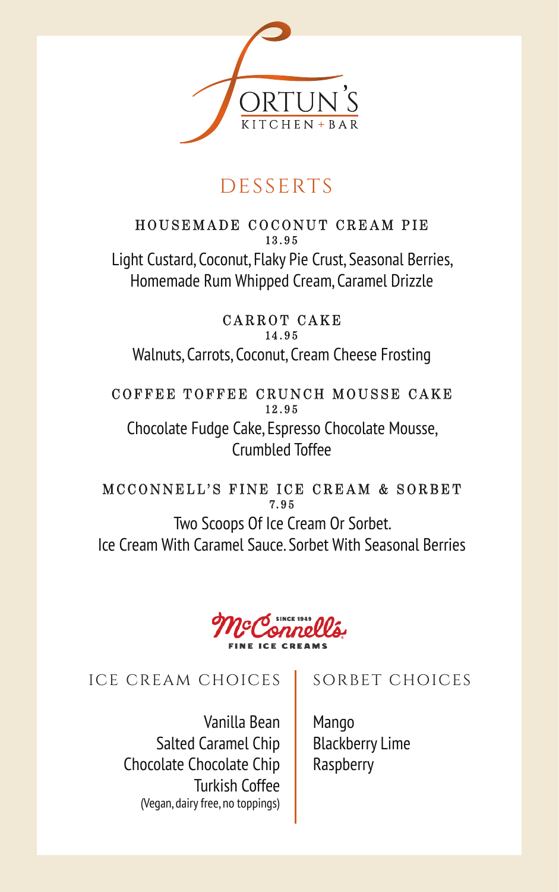# FORTUN'S

KITCHEN + BAR

## DESSERTS

### HOUSEMADE COCONUT CREAM PIE

13.95

Light Custard, Coconut, Flaky Pie Crust, Seasonal Berries, Homemade Rum Whipped Cream, Caramel Drizzle

### CARROT CAKE

14.95

Walnuts, Carrots, Coconut, Cream Cheese Frosting

### COFFEE TOFFEE CRUNCH MOUSSE CAKE

12.95

Chocolate Fudge Cake, Espresso Chocolate Mousse, Crumbled Toffee

### MCCONNELL'S FINE ICE CREAM & SORBET

7.95

Two Scoops Of Ice Cream Or Sorbet.
Ice Cream With Caramel Sauce. Sorbet With Seasonal Berries

McConnell's SINCE 1949 FINE ICE CREAMS

### ICE CREAM CHOICES

Vanilla Bean
Salted Caramel Chip
Chocolate Chocolate Chip
Turkish Coffee
(Vegan, dairy free, no toppings)

### SORBET CHOICES

Mango
Blackberry Lime
Raspberry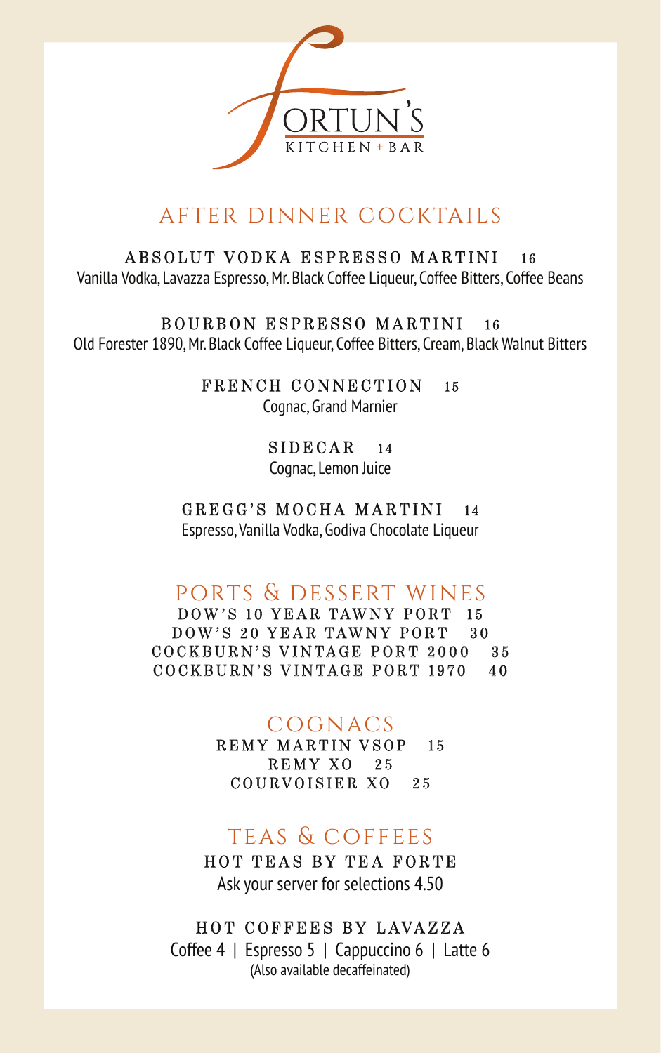FORTUN'S
KITCHEN + BAR

## AFTER DINNER COCKTAILS

**ABSOLUT VODKA ESPRESSO MARTINI** 16
Vanilla Vodka, Lavazza Espresso, Mr. Black Coffee Liqueur, Coffee Bitters, Coffee Beans

**BOURBON ESPRESSO MARTINI** 16
Old Forester 1890, Mr. Black Coffee Liqueur, Coffee Bitters, Cream, Black Walnut Bitters

**FRENCH CONNECTION** 15
Cognac, Grand Marnier

**SIDECAR** 14
Cognac, Lemon Juice

**GREGG'S MOCHA MARTINI** 14
Espresso, Vanilla Vodka, Godiva Chocolate Liqueur

## PORTS & DESSERT WINES

DOW'S 10 YEAR TAWNY PORT 15
DOW'S 20 YEAR TAWNY PORT 30
COCKBURN'S VINTAGE PORT 2000 35
COCKBURN'S VINTAGE PORT 1970 40

## COGNACS

REMY MARTIN VSOP 15
REMY XO 25
COURVOISIER XO 25

## TEAS & COFFEES

**HOT TEAS BY TEA FORTE**
Ask your server for selections 4.50

**HOT COFFEES BY LAVAZZA**
Coffee 4 | Espresso 5 | Cappuccino 6 | Latte 6
(Also available decaffeinated)